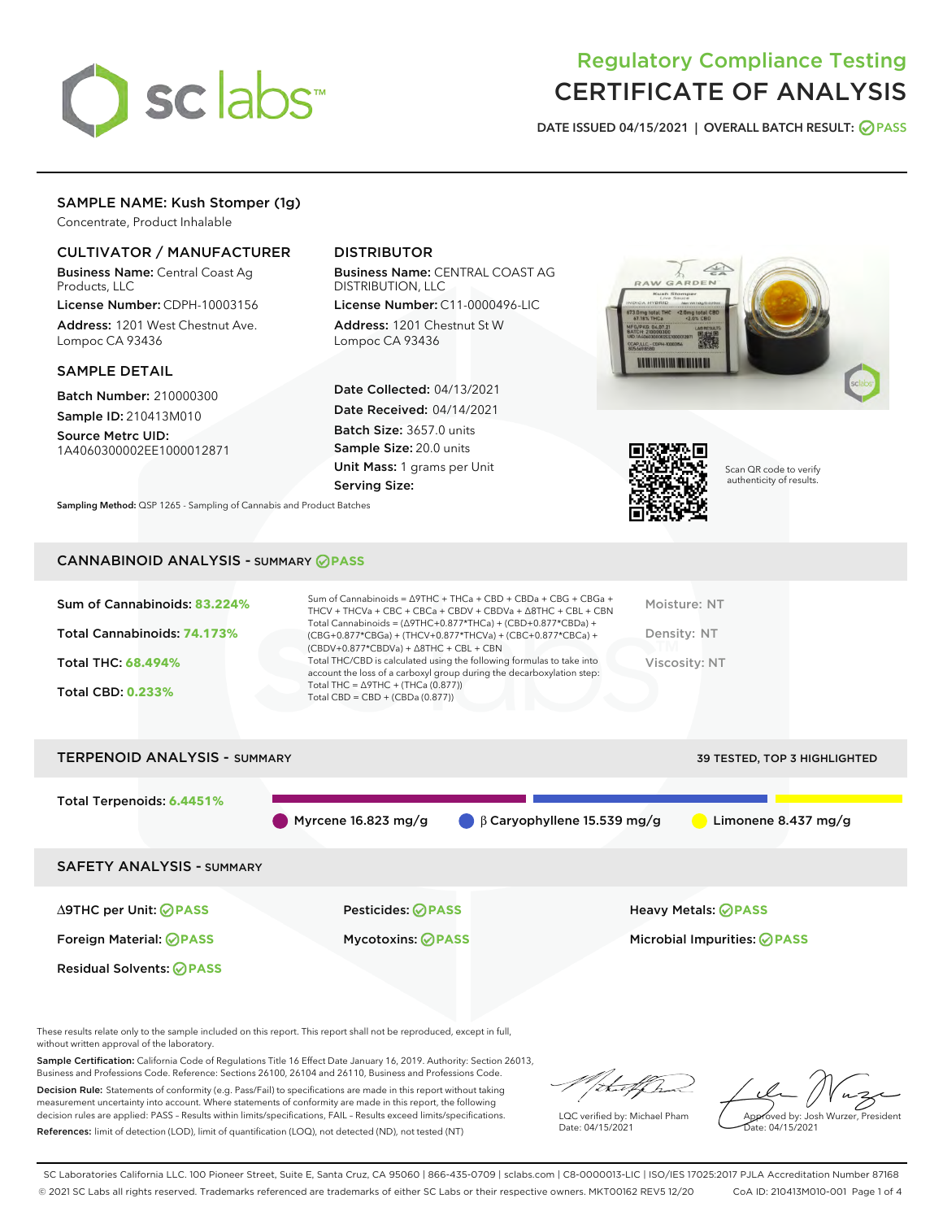# Regulatory Compliance Testing
# CERTIFICATE OF ANALYSIS

**DATE ISSUED** 04/15/2021 | **OVERALL BATCH RESULT:** PASS

## SAMPLE NAME: Kush Stomper (1g)

Concentrate, Product Inhalable

### CULTIVATOR / MANUFACTURER

**Business Name:** Central Coast Ag Products, LLC

**License Number:** CDPH-10003156

**Address:** 1201 West Chestnut Ave. Lompoc CA 93436

### DISTRIBUTOR

**Business Name:** CENTRAL COAST AG DISTRIBUTION, LLC

**License Number:** C11-0000496-LIC

**Address:** 1201 Chestnut St W Lompoc CA 93436

### SAMPLE DETAIL

**Batch Number:** 210000300

**Sample ID:** 210413M010

**Source Metrc UID:** 1A4060300002EE1000012871

**Date Collected:** 04/13/2021

**Date Received:** 04/14/2021

**Batch Size:** 3657.0 units

**Sample Size:** 20.0 units

**Unit Mass:** 1 grams per Unit

**Serving Size:**

Scan QR code to verify authenticity of results.

**Sampling Method:** QSP 1265 - Sampling of Cannabis and Product Batches

## CANNABINOID ANALYSIS - SUMMARY PASS

**Sum of Cannabinoids:** 83.224%

**Total Cannabinoids:** 74.173%

**Total THC:** 68.494%

**Total CBD:** 0.233%

Sum of Cannabinoids = Δ9THC + THCa + CBD + CBDa + CBG + CBGa + THCV + THCVa + CBC + CBCa + CBDV + CBDVa + Δ8THC + CBL + CBN

Total Cannabinoids = (Δ9THC+0.877*THCa) + (CBD+0.877*CBDa) + (CBG+0.877*CBGa) + (THCV+0.877*THCVa) + (CBC+0.877*CBCa) + (CBDV+0.877*CBDVa) + Δ8THC + CBL + CBN

Total THC/CBD is calculated using the following formulas to take into account the loss of a carboxyl group during the decarboxylation step:

Total THC = Δ9THC + (THCa (0.877))

Total CBD = CBD + (CBDa (0.877))

Moisture: NT

Density: NT

Viscosity: NT

## TERPENOID ANALYSIS - SUMMARY

39 TESTED, TOP 3 HIGHLIGHTED

**Total Terpenoids:** 6.4451%

Myrcene 16.823 mg/g | β Caryophyllene 15.539 mg/g | Limonene 8.437 mg/g

## SAFETY ANALYSIS - SUMMARY

| | | |
|---|---|---|
| Δ9THC per Unit: PASS | Pesticides: PASS | Heavy Metals: PASS |
| Foreign Material: PASS | Mycotoxins: PASS | Microbial Impurities: PASS |
| Residual Solvents: PASS | | |

These results relate only to the sample included on this report. This report shall not be reproduced, except in full, without written approval of the laboratory.

**Sample Certification:** California Code of Regulations Title 16 Effect Date January 16, 2019. Authority: Section 26013, Business and Professions Code. Reference: Sections 26100, 26104 and 26110, Business and Professions Code.

**Decision Rule:** Statements of conformity (e.g. Pass/Fail) to specifications are made in this report without taking measurement uncertainty into account. Where statements of conformity are made in this report, the following decision rules are applied: PASS – Results within limits/specifications, FAIL – Results exceed limits/specifications.

**References:** limit of detection (LOD), limit of quantification (LOQ), not detected (ND), not tested (NT)

LQC verified by: Michael Pham
Date: 04/15/2021

Approved by: Josh Wurzer, President
Date: 04/15/2021

SC Laboratories California LLC. 100 Pioneer Street, Suite E, Santa Cruz, CA 95060 | 866-435-0709 | sclabs.com | C8-0000013-LIC | ISO/IES 17025:2017 PJLA Accreditation Number 87168
© 2021 SC Labs all rights reserved. Trademarks referenced are trademarks of either SC Labs or their respective owners. MKT00162 REV5 12/20 CoA ID: 210413M010-001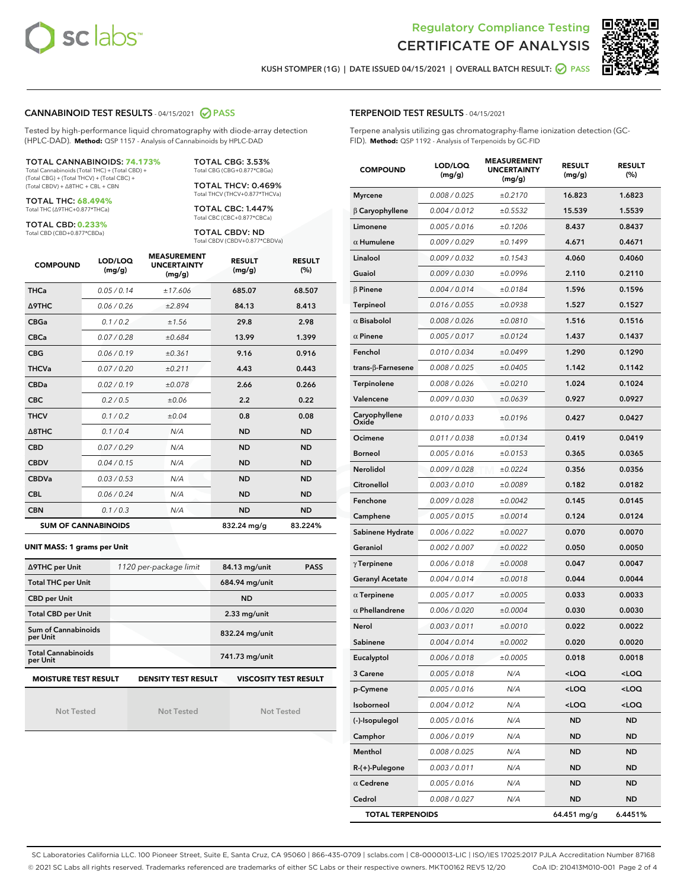# Regulatory Compliance Testing
# CERTIFICATE OF ANALYSIS

KUSH STOMPER (1G) | DATE ISSUED 04/15/2021 | OVERALL BATCH RESULT: PASS

## CANNABINOID TEST RESULTS - 04/15/2021 PASS

Tested by high-performance liquid chromatography with diode-array detection (HPLC-DAD). **Method:** QSP 1157 - Analysis of Cannabinoids by HPLC-DAD

**TOTAL CANNABINOIDS: 74.173%**
Total Cannabinoids (Total THC) + (Total CBD) + (Total CBG) + (Total THCV) + (Total CBC) + (Total CBDV) + Δ8THC + CBL + CBN

**TOTAL THC: 68.494%**
Total THC (Δ9THC+0.877*THCa)

**TOTAL CBD: 0.233%**
Total CBD (CBD+0.877*CBDa)

**TOTAL CBG: 3.53%**
Total CBG (CBG+0.877*CBGa)

**TOTAL THCV: 0.469%**
Total THCV (THCV+0.877*THCVa)

**TOTAL CBC: 1.447%**
Total CBC (CBC+0.877*CBCa)

**TOTAL CBDV: ND**
Total CBDV (CBDV+0.877*CBDVa)

| COMPOUND | LOD/LOQ (mg/g) | MEASUREMENT UNCERTAINTY (mg/g) | RESULT (mg/g) | RESULT (%) |
|---|---|---|---|---|
| THCa | 0.05 / 0.14 | ±17.606 | 685.07 | 68.507 |
| Δ9THC | 0.06 / 0.26 | ±2.894 | 84.13 | 8.413 |
| CBGa | 0.1 / 0.2 | ±1.56 | 29.8 | 2.98 |
| CBCa | 0.07 / 0.28 | ±0.684 | 13.99 | 1.399 |
| CBG | 0.06 / 0.19 | ±0.361 | 9.16 | 0.916 |
| THCVa | 0.07 / 0.20 | ±0.211 | 4.43 | 0.443 |
| CBDa | 0.02 / 0.19 | ±0.078 | 2.66 | 0.266 |
| CBC | 0.2 / 0.5 | ±0.06 | 2.2 | 0.22 |
| THCV | 0.1 / 0.2 | ±0.04 | 0.8 | 0.08 |
| Δ8THC | 0.1 / 0.4 | N/A | ND | ND |
| CBD | 0.07 / 0.29 | N/A | ND | ND |
| CBDV | 0.04 / 0.15 | N/A | ND | ND |
| CBDVa | 0.03 / 0.53 | N/A | ND | ND |
| CBL | 0.06 / 0.24 | N/A | ND | ND |
| CBN | 0.1 / 0.3 | N/A | ND | ND |
| **SUM OF CANNABINOIDS** | | | 832.24 mg/g | 83.224% |

### UNIT MASS: 1 grams per Unit

| | | | |
|---|---|---|---|
| Δ9THC per Unit | 1120 per-package limit | 84.13 mg/unit | PASS |
| Total THC per Unit | | 684.94 mg/unit | |
| CBD per Unit | | ND | |
| Total CBD per Unit | | 2.33 mg/unit | |
| Sum of Cannabinoids per Unit | | 832.24 mg/unit | |
| Total Cannabinoids per Unit | | 741.73 mg/unit | |

| MOISTURE TEST RESULT | DENSITY TEST RESULT | VISCOSITY TEST RESULT |
|---|---|---|
| Not Tested | Not Tested | Not Tested |

## TERPENOID TEST RESULTS - 04/15/2021

Terpene analysis utilizing gas chromatography-flame ionization detection (GC-FID). **Method:** QSP 1192 - Analysis of Terpenoids by GC-FID

| COMPOUND | LOD/LOQ (mg/g) | MEASUREMENT UNCERTAINTY (mg/g) | RESULT (mg/g) | RESULT (%) |
|---|---|---|---|---|
| Myrcene | 0.008 / 0.025 | ±0.2170 | 16.823 | 1.6823 |
| β Caryophyllene | 0.004 / 0.012 | ±0.5532 | 15.539 | 1.5539 |
| Limonene | 0.005 / 0.016 | ±0.1206 | 8.437 | 0.8437 |
| α Humulene | 0.009 / 0.029 | ±0.1499 | 4.671 | 0.4671 |
| Linalool | 0.009 / 0.032 | ±0.1543 | 4.060 | 0.4060 |
| Guaiol | 0.009 / 0.030 | ±0.0996 | 2.110 | 0.2110 |
| β Pinene | 0.004 / 0.014 | ±0.0184 | 1.596 | 0.1596 |
| Terpineol | 0.016 / 0.055 | ±0.0938 | 1.527 | 0.1527 |
| α Bisabolol | 0.008 / 0.026 | ±0.0810 | 1.516 | 0.1516 |
| α Pinene | 0.005 / 0.017 | ±0.0124 | 1.437 | 0.1437 |
| Fenchol | 0.010 / 0.034 | ±0.0499 | 1.290 | 0.1290 |
| trans-β-Farnesene | 0.008 / 0.025 | ±0.0405 | 1.142 | 0.1142 |
| Terpinolene | 0.008 / 0.026 | ±0.0210 | 1.024 | 0.1024 |
| Valencene | 0.009 / 0.030 | ±0.0639 | 0.927 | 0.0927 |
| Caryophyllene Oxide | 0.010 / 0.033 | ±0.0196 | 0.427 | 0.0427 |
| Ocimene | 0.011 / 0.038 | ±0.0134 | 0.419 | 0.0419 |
| Borneol | 0.005 / 0.016 | ±0.0153 | 0.365 | 0.0365 |
| Nerolidol | 0.009 / 0.028 | ±0.0224 | 0.356 | 0.0356 |
| Citronellol | 0.003 / 0.010 | ±0.0089 | 0.182 | 0.0182 |
| Fenchone | 0.009 / 0.028 | ±0.0042 | 0.145 | 0.0145 |
| Camphene | 0.005 / 0.015 | ±0.0014 | 0.124 | 0.0124 |
| Sabinene Hydrate | 0.006 / 0.022 | ±0.0027 | 0.070 | 0.0070 |
| Geraniol | 0.002 / 0.007 | ±0.0022 | 0.050 | 0.0050 |
| γ Terpinene | 0.006 / 0.018 | ±0.0008 | 0.047 | 0.0047 |
| Geranyl Acetate | 0.004 / 0.014 | ±0.0018 | 0.044 | 0.0044 |
| α Terpinene | 0.005 / 0.017 | ±0.0005 | 0.033 | 0.0033 |
| α Phellandrene | 0.006 / 0.020 | ±0.0004 | 0.030 | 0.0030 |
| Nerol | 0.003 / 0.011 | ±0.0010 | 0.022 | 0.0022 |
| Sabinene | 0.004 / 0.014 | ±0.0002 | 0.020 | 0.0020 |
| Eucalyptol | 0.006 / 0.018 | ±0.0005 | 0.018 | 0.0018 |
| 3 Carene | 0.005 / 0.018 | N/A | <LOQ | <LOQ |
| p-Cymene | 0.005 / 0.016 | N/A | <LOQ | <LOQ |
| Isoborneol | 0.004 / 0.012 | N/A | <LOQ | <LOQ |
| (-)-Isopulegol | 0.005 / 0.016 | N/A | ND | ND |
| Camphor | 0.006 / 0.019 | N/A | ND | ND |
| Menthol | 0.008 / 0.025 | N/A | ND | ND |
| R-(+)-Pulegone | 0.003 / 0.011 | N/A | ND | ND |
| α Cedrene | 0.005 / 0.016 | N/A | ND | ND |
| Cedrol | 0.008 / 0.027 | N/A | ND | ND |
| **TOTAL TERPENOIDS** | | | 64.451 mg/g | 6.4451% |

SC Laboratories California LLC. 100 Pioneer Street, Suite E, Santa Cruz, CA 95060 | 866-435-0709 | sclabs.com | C8-0000013-LIC | ISO/IES 17025:2017 PJLA Accreditation Number 87168
© 2021 SC Labs all rights reserved. Trademarks referenced are trademarks of either SC Labs or their respective owners. MKT00162 REV5 12/20 CoA ID: 210413M010-001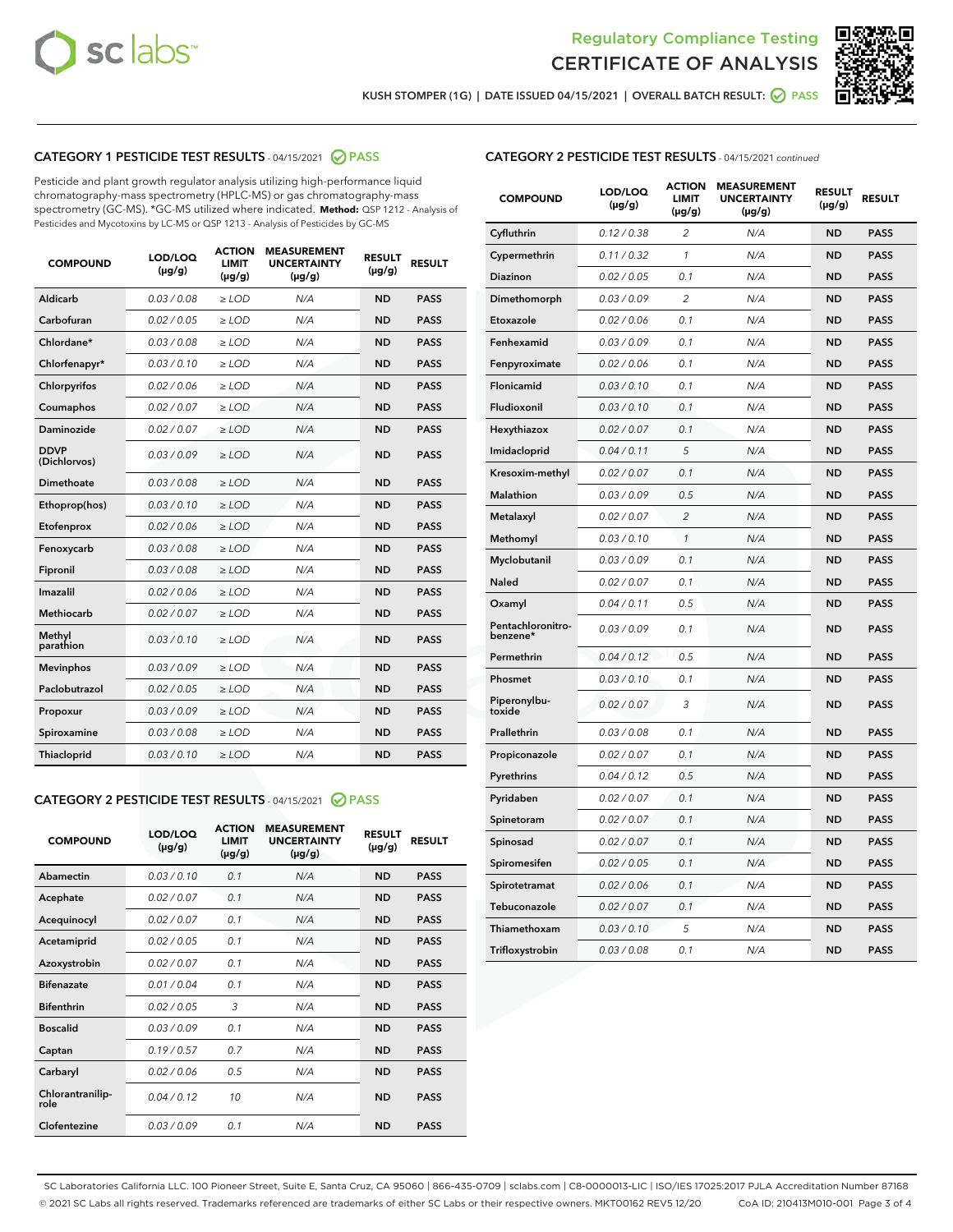Regulatory Compliance Testing
CERTIFICATE OF ANALYSIS

KUSH STOMPER (1G) | DATE ISSUED 04/15/2021 | OVERALL BATCH RESULT: PASS

## CATEGORY 1 PESTICIDE TEST RESULTS - 04/15/2021 PASS

Pesticide and plant growth regulator analysis utilizing high-performance liquid chromatography-mass spectrometry (HPLC-MS) or gas chromatography-mass spectrometry (GC-MS). *GC-MS utilized where indicated. **Method:** QSP 1212 - Analysis of Pesticides and Mycotoxins by LC-MS or QSP 1213 - Analysis of Pesticides by GC-MS

| COMPOUND | LOD/LOQ (μg/g) | ACTION LIMIT (μg/g) | MEASUREMENT UNCERTAINTY (μg/g) | RESULT (μg/g) | RESULT |
|---|---|---|---|---|---|
| Aldicarb | 0.03 / 0.08 | ≥ LOD | N/A | ND | PASS |
| Carbofuran | 0.02 / 0.05 | ≥ LOD | N/A | ND | PASS |
| Chlordane* | 0.03 / 0.08 | ≥ LOD | N/A | ND | PASS |
| Chlorfenapyr* | 0.03 / 0.10 | ≥ LOD | N/A | ND | PASS |
| Chlorpyrifos | 0.02 / 0.06 | ≥ LOD | N/A | ND | PASS |
| Coumaphos | 0.02 / 0.07 | ≥ LOD | N/A | ND | PASS |
| Daminozide | 0.02 / 0.07 | ≥ LOD | N/A | ND | PASS |
| DDVP (Dichlorvos) | 0.03 / 0.09 | ≥ LOD | N/A | ND | PASS |
| Dimethoate | 0.03 / 0.08 | ≥ LOD | N/A | ND | PASS |
| Ethoprop(hos) | 0.03 / 0.10 | ≥ LOD | N/A | ND | PASS |
| Etofenprox | 0.02 / 0.06 | ≥ LOD | N/A | ND | PASS |
| Fenoxycarb | 0.03 / 0.08 | ≥ LOD | N/A | ND | PASS |
| Fipronil | 0.03 / 0.08 | ≥ LOD | N/A | ND | PASS |
| Imazalil | 0.02 / 0.06 | ≥ LOD | N/A | ND | PASS |
| Methiocarb | 0.02 / 0.07 | ≥ LOD | N/A | ND | PASS |
| Methyl parathion | 0.03 / 0.10 | ≥ LOD | N/A | ND | PASS |
| Mevinphos | 0.03 / 0.09 | ≥ LOD | N/A | ND | PASS |
| Paclobutrazol | 0.02 / 0.05 | ≥ LOD | N/A | ND | PASS |
| Propoxur | 0.03 / 0.09 | ≥ LOD | N/A | ND | PASS |
| Spiroxamine | 0.03 / 0.08 | ≥ LOD | N/A | ND | PASS |
| Thiacloprid | 0.03 / 0.10 | ≥ LOD | N/A | ND | PASS |

## CATEGORY 2 PESTICIDE TEST RESULTS - 04/15/2021 PASS

| COMPOUND | LOD/LOQ (μg/g) | ACTION LIMIT (μg/g) | MEASUREMENT UNCERTAINTY (μg/g) | RESULT (μg/g) | RESULT |
|---|---|---|---|---|---|
| Abamectin | 0.03 / 0.10 | 0.1 | N/A | ND | PASS |
| Acephate | 0.02 / 0.07 | 0.1 | N/A | ND | PASS |
| Acequinocyl | 0.02 / 0.07 | 0.1 | N/A | ND | PASS |
| Acetamiprid | 0.02 / 0.05 | 0.1 | N/A | ND | PASS |
| Azoxystrobin | 0.02 / 0.07 | 0.1 | N/A | ND | PASS |
| Bifenazate | 0.01 / 0.04 | 0.1 | N/A | ND | PASS |
| Bifenthrin | 0.02 / 0.05 | 3 | N/A | ND | PASS |
| Boscalid | 0.03 / 0.09 | 0.1 | N/A | ND | PASS |
| Captan | 0.19 / 0.57 | 0.7 | N/A | ND | PASS |
| Carbaryl | 0.02 / 0.06 | 0.5 | N/A | ND | PASS |
| Chlorantraniliprole | 0.04 / 0.12 | 10 | N/A | ND | PASS |
| Clofentezine | 0.03 / 0.09 | 0.1 | N/A | ND | PASS |
| Cyfluthrin | 0.12 / 0.38 | 2 | N/A | ND | PASS |
| Cypermethrin | 0.11 / 0.32 | 1 | N/A | ND | PASS |
| Diazinon | 0.02 / 0.05 | 0.1 | N/A | ND | PASS |
| Dimethomorph | 0.03 / 0.09 | 2 | N/A | ND | PASS |
| Etoxazole | 0.02 / 0.06 | 0.1 | N/A | ND | PASS |
| Fenhexamid | 0.03 / 0.09 | 0.1 | N/A | ND | PASS |
| Fenpyroximate | 0.02 / 0.06 | 0.1 | N/A | ND | PASS |
| Flonicamid | 0.03 / 0.10 | 0.1 | N/A | ND | PASS |
| Fludioxonil | 0.03 / 0.10 | 0.1 | N/A | ND | PASS |
| Hexythiazox | 0.02 / 0.07 | 0.1 | N/A | ND | PASS |
| Imidacloprid | 0.04 / 0.11 | 5 | N/A | ND | PASS |
| Kresoxim-methyl | 0.02 / 0.07 | 0.1 | N/A | ND | PASS |
| Malathion | 0.03 / 0.09 | 0.5 | N/A | ND | PASS |
| Metalaxyl | 0.02 / 0.07 | 2 | N/A | ND | PASS |
| Methomyl | 0.03 / 0.10 | 1 | N/A | ND | PASS |
| Myclobutanil | 0.03 / 0.09 | 0.1 | N/A | ND | PASS |
| Naled | 0.02 / 0.07 | 0.1 | N/A | ND | PASS |
| Oxamyl | 0.04 / 0.11 | 0.5 | N/A | ND | PASS |
| Pentachloronitrobenzene* | 0.03 / 0.09 | 0.1 | N/A | ND | PASS |
| Permethrin | 0.04 / 0.12 | 0.5 | N/A | ND | PASS |
| Phosmet | 0.03 / 0.10 | 0.1 | N/A | ND | PASS |
| Piperonylbutoxide | 0.02 / 0.07 | 3 | N/A | ND | PASS |
| Prallethrin | 0.03 / 0.08 | 0.1 | N/A | ND | PASS |
| Propiconazole | 0.02 / 0.07 | 0.1 | N/A | ND | PASS |
| Pyrethrins | 0.04 / 0.12 | 0.5 | N/A | ND | PASS |
| Pyridaben | 0.02 / 0.07 | 0.1 | N/A | ND | PASS |
| Spinetoram | 0.02 / 0.07 | 0.1 | N/A | ND | PASS |
| Spinosad | 0.02 / 0.07 | 0.1 | N/A | ND | PASS |
| Spiromesifen | 0.02 / 0.05 | 0.1 | N/A | ND | PASS |
| Spirotetramat | 0.02 / 0.06 | 0.1 | N/A | ND | PASS |
| Tebuconazole | 0.02 / 0.07 | 0.1 | N/A | ND | PASS |
| Thiamethoxam | 0.03 / 0.10 | 5 | N/A | ND | PASS |
| Trifloxystrobin | 0.03 / 0.08 | 0.1 | N/A | ND | PASS |

SC Laboratories California LLC. 100 Pioneer Street, Suite E, Santa Cruz, CA 95060 | 866-435-0709 | sclabs.com | C8-0000013-LIC | ISO/IES 17025:2017 PJLA Accreditation Number 87168
© 2021 SC Labs all rights reserved. Trademarks referenced are trademarks of either SC Labs or their respective owners. MKT00162 REV5 12/20 CoA ID: 210413M010-001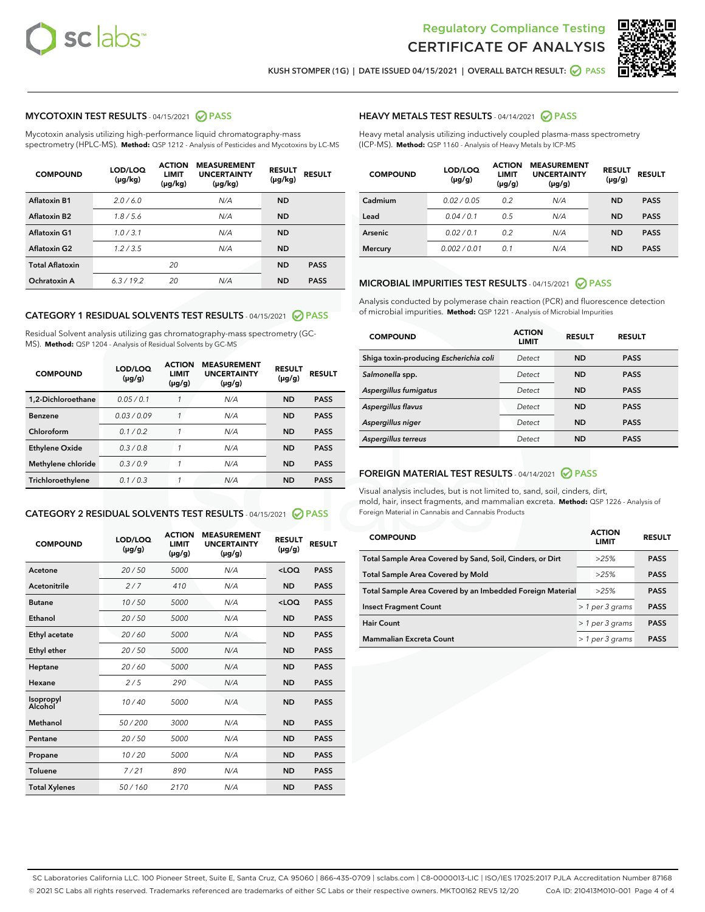Regulatory Compliance Testing
CERTIFICATE OF ANALYSIS

KUSH STOMPER (1G) | DATE ISSUED 04/15/2021 | OVERALL BATCH RESULT: PASS

## MYCOTOXIN TEST RESULTS - 04/15/2021 PASS

Mycotoxin analysis utilizing high-performance liquid chromatography-mass spectrometry (HPLC-MS). **Method:** QSP 1212 - Analysis of Pesticides and Mycotoxins by LC-MS

| COMPOUND | LOD/LOQ (µg/kg) | ACTION LIMIT (µg/kg) | MEASUREMENT UNCERTAINTY (µg/kg) | RESULT (µg/kg) | RESULT |
|---|---|---|---|---|---|
| Aflatoxin B1 | 2.0 / 6.0 | | N/A | ND | |
| Aflatoxin B2 | 1.8 / 5.6 | | N/A | ND | |
| Aflatoxin G1 | 1.0 / 3.1 | | N/A | ND | |
| Aflatoxin G2 | 1.2 / 3.5 | | N/A | ND | |
| Total Aflatoxin | | 20 | | ND | PASS |
| Ochratoxin A | 6.3 / 19.2 | 20 | N/A | ND | PASS |

## CATEGORY 1 RESIDUAL SOLVENTS TEST RESULTS - 04/15/2021 PASS

Residual Solvent analysis utilizing gas chromatography-mass spectrometry (GC-MS). **Method:** QSP 1204 - Analysis of Residual Solvents by GC-MS

| COMPOUND | LOD/LOQ (µg/g) | ACTION LIMIT (µg/g) | MEASUREMENT UNCERTAINTY (µg/g) | RESULT (µg/g) | RESULT |
|---|---|---|---|---|---|
| 1,2-Dichloroethane | 0.05 / 0.1 | 1 | N/A | ND | PASS |
| Benzene | 0.03 / 0.09 | 1 | N/A | ND | PASS |
| Chloroform | 0.1 / 0.2 | 1 | N/A | ND | PASS |
| Ethylene Oxide | 0.3 / 0.8 | 1 | N/A | ND | PASS |
| Methylene chloride | 0.3 / 0.9 | 1 | N/A | ND | PASS |
| Trichloroethylene | 0.1 / 0.3 | 1 | N/A | ND | PASS |

## CATEGORY 2 RESIDUAL SOLVENTS TEST RESULTS - 04/15/2021 PASS

| COMPOUND | LOD/LOQ (µg/g) | ACTION LIMIT (µg/g) | MEASUREMENT UNCERTAINTY (µg/g) | RESULT (µg/g) | RESULT |
|---|---|---|---|---|---|
| Acetone | 20 / 50 | 5000 | N/A | <LOQ | PASS |
| Acetonitrile | 2 / 7 | 410 | N/A | ND | PASS |
| Butane | 10 / 50 | 5000 | N/A | <LOQ | PASS |
| Ethanol | 20 / 50 | 5000 | N/A | ND | PASS |
| Ethyl acetate | 20 / 60 | 5000 | N/A | ND | PASS |
| Ethyl ether | 20 / 50 | 5000 | N/A | ND | PASS |
| Heptane | 20 / 60 | 5000 | N/A | ND | PASS |
| Hexane | 2 / 5 | 290 | N/A | ND | PASS |
| Isopropyl Alcohol | 10 / 40 | 5000 | N/A | ND | PASS |
| Methanol | 50 / 200 | 3000 | N/A | ND | PASS |
| Pentane | 20 / 50 | 5000 | N/A | ND | PASS |
| Propane | 10 / 20 | 5000 | N/A | ND | PASS |
| Toluene | 7 / 21 | 890 | N/A | ND | PASS |
| Total Xylenes | 50 / 160 | 2170 | N/A | ND | PASS |

## HEAVY METALS TEST RESULTS - 04/14/2021 PASS

Heavy metal analysis utilizing inductively coupled plasma-mass spectrometry (ICP-MS). **Method:** QSP 1160 - Analysis of Heavy Metals by ICP-MS

| COMPOUND | LOD/LOQ (µg/g) | ACTION LIMIT (µg/g) | MEASUREMENT UNCERTAINTY (µg/g) | RESULT (µg/g) | RESULT |
|---|---|---|---|---|---|
| Cadmium | 0.02 / 0.05 | 0.2 | N/A | ND | PASS |
| Lead | 0.04 / 0.1 | 0.5 | N/A | ND | PASS |
| Arsenic | 0.02 / 0.1 | 0.2 | N/A | ND | PASS |
| Mercury | 0.002 / 0.01 | 0.1 | N/A | ND | PASS |

## MICROBIAL IMPURITIES TEST RESULTS - 04/15/2021 PASS

Analysis conducted by polymerase chain reaction (PCR) and fluorescence detection of microbial impurities. **Method:** QSP 1221 - Analysis of Microbial Impurities

| COMPOUND | ACTION LIMIT | RESULT | RESULT |
|---|---|---|---|
| *Shiga toxin-producing Escherichia coli* | Detect | ND | PASS |
| *Salmonella* spp. | Detect | ND | PASS |
| *Aspergillus fumigatus* | Detect | ND | PASS |
| *Aspergillus flavus* | Detect | ND | PASS |
| *Aspergillus niger* | Detect | ND | PASS |
| *Aspergillus terreus* | Detect | ND | PASS |

## FOREIGN MATERIAL TEST RESULTS - 04/14/2021 PASS

Visual analysis includes, but is not limited to, sand, soil, cinders, dirt, mold, hair, insect fragments, and mammalian excreta. **Method:** QSP 1226 - Analysis of Foreign Material in Cannabis and Cannabis Products

| COMPOUND | ACTION LIMIT | RESULT |
|---|---|---|
| Total Sample Area Covered by Sand, Soil, Cinders, or Dirt | >25% | PASS |
| Total Sample Area Covered by Mold | >25% | PASS |
| Total Sample Area Covered by an Imbedded Foreign Material | >25% | PASS |
| Insect Fragment Count | > 1 per 3 grams | PASS |
| Hair Count | > 1 per 3 grams | PASS |
| Mammalian Excreta Count | > 1 per 3 grams | PASS |

SC Laboratories California LLC. 100 Pioneer Street, Suite E, Santa Cruz, CA 95060 | 866-435-0709 | sclabs.com | C8-0000013-LIC | ISO/IES 17025:2017 PJLA Accreditation Number 87168
© 2021 SC Labs all rights reserved. Trademarks referenced are trademarks of either SC Labs or their respective owners. MKT00162 REV5 12/20 CoA ID: 210413M010-001